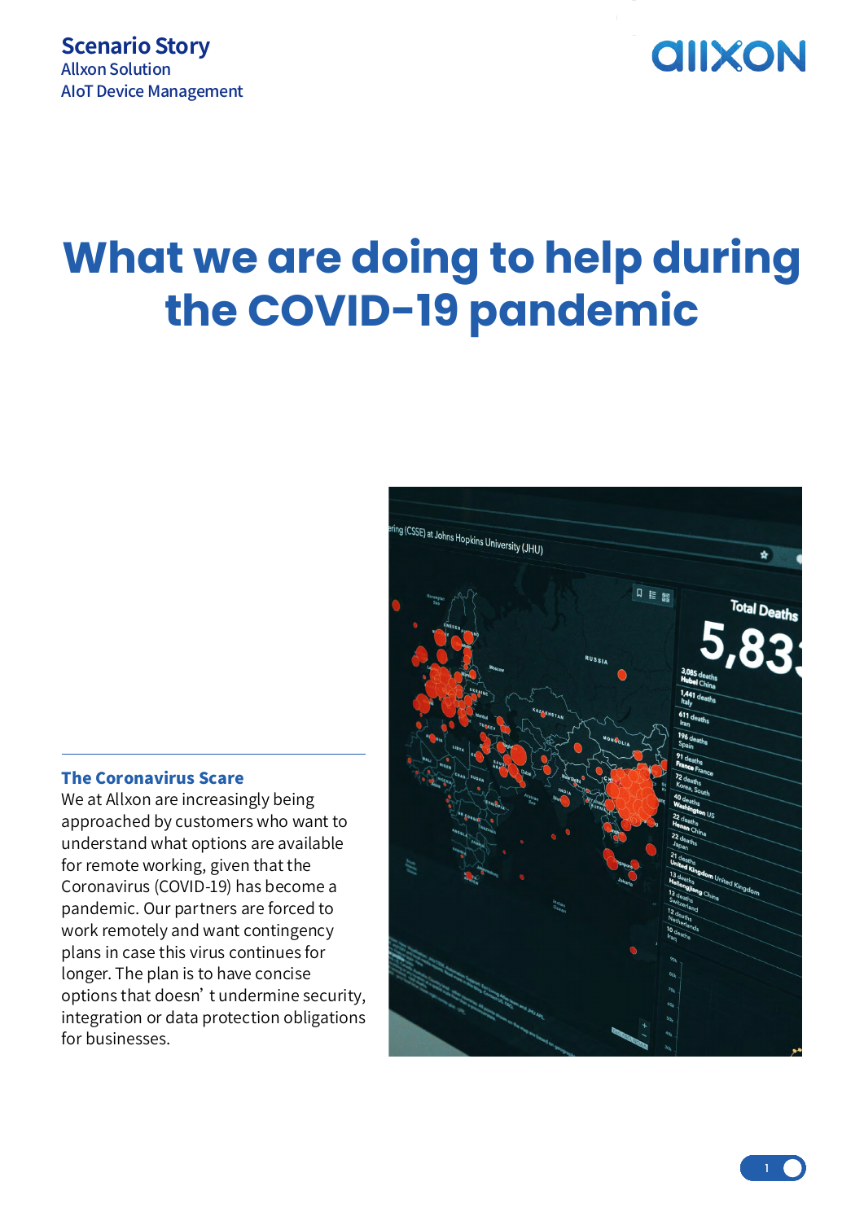Scenario Story
Allxon Solution
AIoT Device Management

# What we are doing to help during the COVID-19 pandemic

## The Coronavirus Scare

We at Allxon are increasingly being approached by customers who want to understand what options are available for remote working, given that the Coronavirus (COVID-19) has become a pandemic. Our partners are forced to work remotely and want contingency plans in case this virus continues for longer. The plan is to have concise options that doesn' t undermine security, integration or data protection obligations for businesses.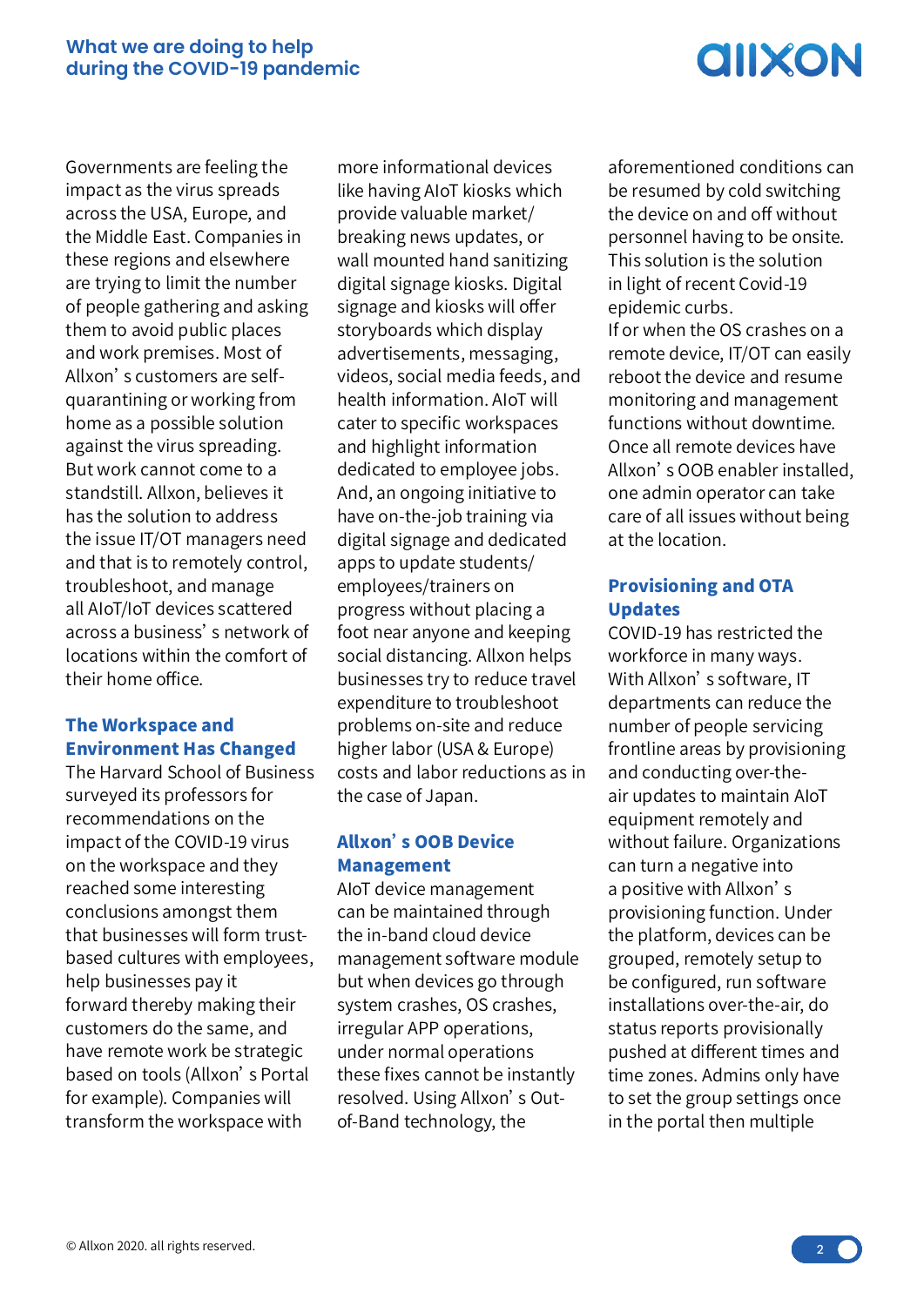Governments are feeling the impact as the virus spreads across the USA, Europe, and the Middle East. Companies in these regions and elsewhere are trying to limit the number of people gathering and asking them to avoid public places and work premises. Most of Allxon' s customers are self-quarantining or working from home as a possible solution against the virus spreading. But work cannot come to a standstill. Allxon, believes it has the solution to address the issue IT/OT managers need and that is to remotely control, troubleshoot, and manage all AIoT/IoT devices scattered across a business' s network of locations within the comfort of their home office.

## The Workspace and Environment Has Changed

The Harvard School of Business surveyed its professors for recommendations on the impact of the COVID-19 virus on the workspace and they reached some interesting conclusions amongst them that businesses will form trust-based cultures with employees, help businesses pay it forward thereby making their customers do the same, and have remote work be strategic based on tools (Allxon' s Portal for example). Companies will transform the workspace with more informational devices like having AIoT kiosks which provide valuable market/ breaking news updates, or wall mounted hand sanitizing digital signage kiosks. Digital signage and kiosks will offer storyboards which display advertisements, messaging, videos, social media feeds, and health information. AIoT will cater to specific workspaces and highlight information dedicated to employee jobs. And, an ongoing initiative to have on-the-job training via digital signage and dedicated apps to update students/ employees/trainers on progress without placing a foot near anyone and keeping social distancing. Allxon helps businesses try to reduce travel expenditure to troubleshoot problems on-site and reduce higher labor (USA & Europe) costs and labor reductions as in the case of Japan.

## Allxon' s OOB Device Management

AIoT device management can be maintained through the in-band cloud device management software module but when devices go through system crashes, OS crashes, irregular APP operations, under normal operations these fixes cannot be instantly resolved. Using Allxon' s Out-of-Band technology, the aforementioned conditions can be resumed by cold switching the device on and off without personnel having to be onsite. This solution is the solution in light of recent Covid-19 epidemic curbs.

If or when the OS crashes on a remote device, IT/OT can easily reboot the device and resume monitoring and management functions without downtime. Once all remote devices have Allxon' s OOB enabler installed, one admin operator can take care of all issues without being at the location.

## Provisioning and OTA Updates

COVID-19 has restricted the workforce in many ways. With Allxon' s software, IT departments can reduce the number of people servicing frontline areas by provisioning and conducting over-the-air updates to maintain AIoT equipment remotely and without failure. Organizations can turn a negative into a positive with Allxon' s provisioning function. Under the platform, devices can be grouped, remotely setup to be configured, run software installations over-the-air, do status reports provisionally pushed at different times and time zones. Admins only have to set the group settings once in the portal then multiple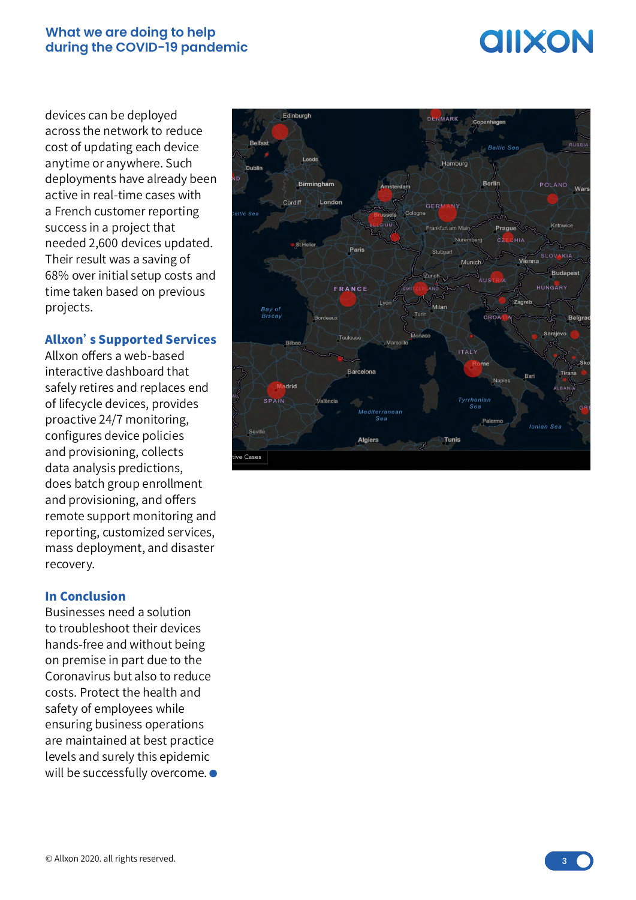devices can be deployed across the network to reduce cost of updating each device anytime or anywhere. Such deployments have already been active in real-time cases with a French customer reporting success in a project that needed 2,600 devices updated. Their result was a saving of 68% over initial setup costs and time taken based on previous projects.

## Allxon' s Supported Services

Allxon offers a web-based interactive dashboard that safely retires and replaces end of lifecycle devices, provides proactive 24/7 monitoring, configures device policies and provisioning, collects data analysis predictions, does batch group enrollment and provisioning, and offers remote support monitoring and reporting, customized services, mass deployment, and disaster recovery.

## In Conclusion

Businesses need a solution to troubleshoot their devices hands-free and without being on premise in part due to the Coronavirus but also to reduce costs. Protect the health and safety of employees while ensuring business operations are maintained at best practice levels and surely this epidemic will be successfully overcome.

© Allxon 2020. all rights reserved.